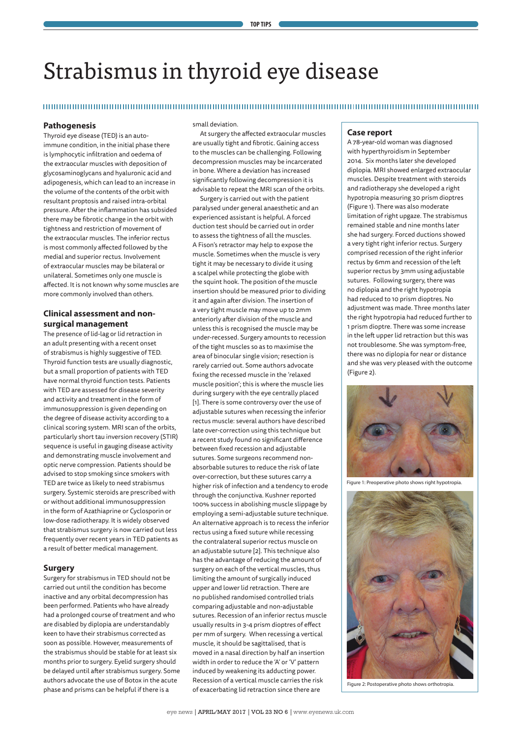# Strabismus in thyroid eye disease

## Pathogenesis

Thyroid eye disease (TED) is an auto-immune condition, in the initial phase there is lymphocytic infiltration and oedema of the extraocular muscles with deposition of glycosaminoglycans and hyaluronic acid and adipogenesis, which can lead to an increase in the volume of the contents of the orbit with resultant proptosis and raised intra-orbital pressure. After the inflammation has subsided there may be fibrotic change in the orbit with tightness and restriction of movement of the extraocular muscles. The inferior rectus is most commonly affected followed by the medial and superior rectus. Involvement of extraocular muscles may be bilateral or unilateral. Sometimes only one muscle is affected. It is not known why some muscles are more commonly involved than others.

## Clinical assessment and non-surgical management

The presence of lid-lag or lid retraction in an adult presenting with a recent onset of strabismus is highly suggestive of TED. Thyroid function tests are usually diagnostic, but a small proportion of patients with TED have normal thyroid function tests. Patients with TED are assessed for disease severity and activity and treatment in the form of immunosuppression is given depending on the degree of disease activity according to a clinical scoring system. MRI scan of the orbits, particularly short tau inversion recovery (STIR) sequence is useful in gauging disease activity and demonstrating muscle involvement and optic nerve compression. Patients should be advised to stop smoking since smokers with TED are twice as likely to need strabismus surgery. Systemic steroids are prescribed with or without additional immunosuppression in the form of Azathiaprine or Cyclosporin or low-dose radiotherapy. It is widely observed that strabismus surgery is now carried out less frequently over recent years in TED patients as a result of better medical management.

## Surgery

Surgery for strabismus in TED should not be carried out until the condition has become inactive and any orbital decompression has been performed. Patients who have already had a prolonged course of treatment and who are disabled by diplopia are understandably keen to have their strabismus corrected as soon as possible. However, measurements of the strabismus should be stable for at least six months prior to surgery. Eyelid surgery should be delayed until after strabismus surgery. Some authors advocate the use of Botox in the acute phase and prisms can be helpful if there is a small deviation.

At surgery the affected extraocular muscles are usually tight and fibrotic. Gaining access to the muscles can be challenging. Following decompression muscles may be incarcerated in bone. Where a deviation has increased significantly following decompression it is advisable to repeat the MRI scan of the orbits.

Surgery is carried out with the patient paralysed under general anaesthetic and an experienced assistant is helpful. A forced duction test should be carried out in order to assess the tightness of all the muscles. A Fison's retractor may help to expose the muscle. Sometimes when the muscle is very tight it may be necessary to divide it using a scalpel while protecting the globe with the squint hook. The position of the muscle insertion should be measured prior to dividing it and again after division. The insertion of a very tight muscle may move up to 2mm anteriorly after division of the muscle and unless this is recognised the muscle may be under-recessed. Surgery amounts to recession of the tight muscles so as to maximise the area of binocular single vision; resection is rarely carried out. Some authors advocate fixing the recessed muscle in the 'relaxed muscle position'; this is where the muscle lies during surgery with the eye centrally placed [1]. There is some controversy over the use of adjustable sutures when recessing the inferior rectus muscle: several authors have described late over-correction using this technique but a recent study found no significant difference between fixed recession and adjustable sutures. Some surgeons recommend non-absorbable sutures to reduce the risk of late over-correction, but these sutures carry a higher risk of infection and a tendency to erode through the conjunctiva. Kushner reported 100% success in abolishing muscle slippage by employing a semi-adjustable suture technique. An alternative approach is to recess the inferior rectus using a fixed suture while recessing the contralateral superior rectus muscle on an adjustable suture [2]. This technique also has the advantage of reducing the amount of surgery on each of the vertical muscles, thus limiting the amount of surgically induced upper and lower lid retraction. There are no published randomised controlled trials comparing adjustable and non-adjustable sutures. Recession of an inferior rectus muscle usually results in 3-4 prism dioptres of effect per mm of surgery. When recessing a vertical muscle, it should be sagittalised, that is moved in a nasal direction by half an insertion width in order to reduce the 'A' or 'V' pattern induced by weakening its adducting power. Recession of a vertical muscle carries the risk of exacerbating lid retraction since there are

### Case report

A 78-year-old woman was diagnosed with hyperthyroidism in September 2014. Six months later she developed diplopia. MRI showed enlarged extraocular muscles. Despite treatment with steroids and radiotherapy she developed a right hypotropia measuring 30 prism dioptres (Figure 1). There was also moderate limitation of right upgaze. The strabismus remained stable and nine months later she had surgery. Forced ductions showed a very tight right inferior rectus. Surgery comprised recession of the right inferior rectus by 6mm and recession of the left superior rectus by 3mm using adjustable sutures. Following surgery, there was no diplopia and the right hypotropia had reduced to 10 prism dioptres. No adjustment was made. Three months later the right hypotropia had reduced further to 1 prism dioptre. There was some increase in the left upper lid retraction but this was not troublesome. She was symptom-free, there was no diplopia for near or distance and she was very pleased with the outcome (Figure 2).

Figure 1: Preoperative photo shows right hypotropia.

Figure 2: Postoperative photo shows orthotropia.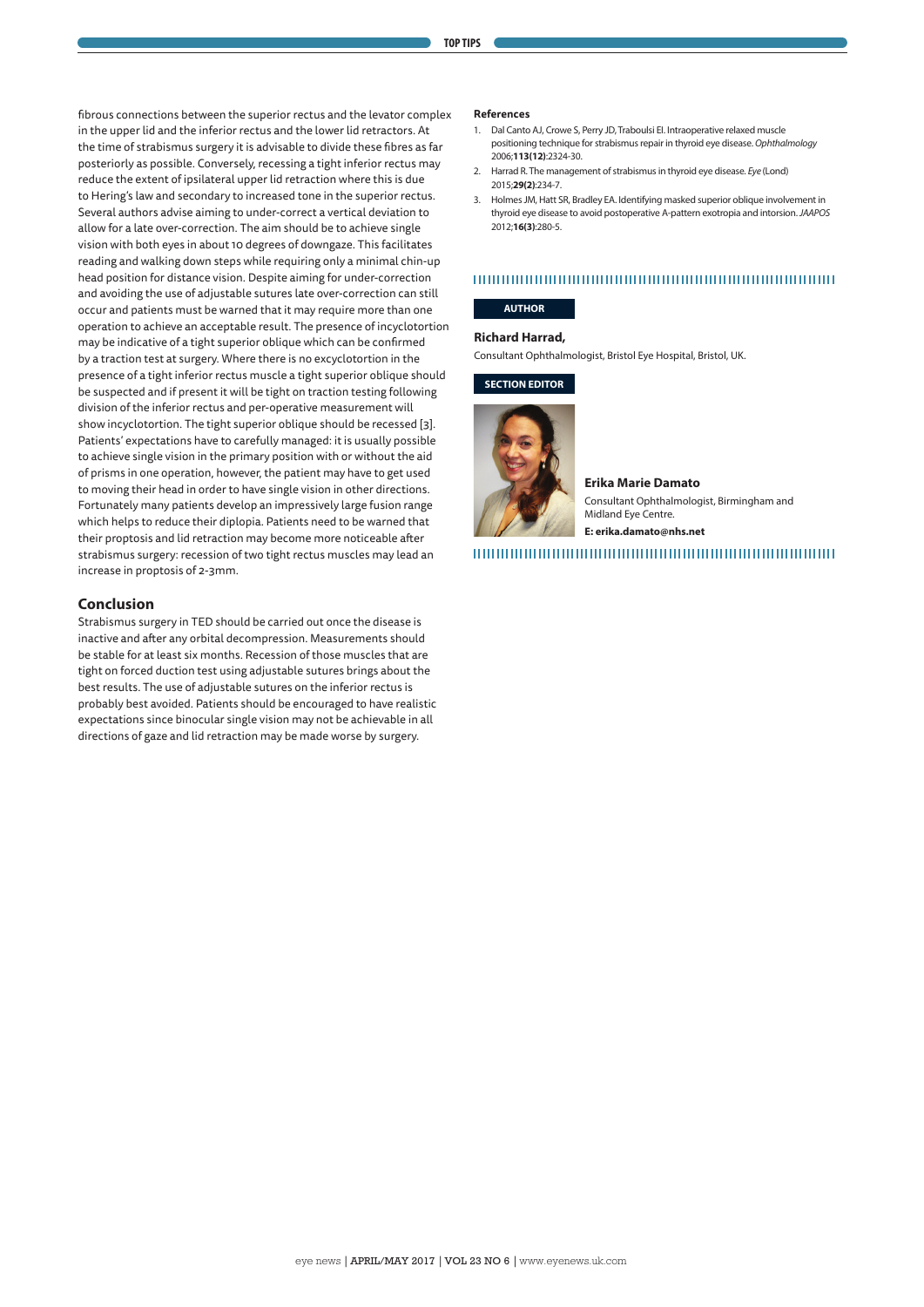fibrous connections between the superior rectus and the levator complex in the upper lid and the inferior rectus and the lower lid retractors. At the time of strabismus surgery it is advisable to divide these fibres as far posteriorly as possible. Conversely, recessing a tight inferior rectus may reduce the extent of ipsilateral upper lid retraction where this is due to Hering's law and secondary to increased tone in the superior rectus. Several authors advise aiming to under-correct a vertical deviation to allow for a late over-correction. The aim should be to achieve single vision with both eyes in about 10 degrees of downgaze. This facilitates reading and walking down steps while requiring only a minimal chin-up head position for distance vision. Despite aiming for under-correction and avoiding the use of adjustable sutures late over-correction can still occur and patients must be warned that it may require more than one operation to achieve an acceptable result. The presence of incyclotortion may be indicative of a tight superior oblique which can be confirmed by a traction test at surgery. Where there is no excyclotortion in the presence of a tight inferior rectus muscle a tight superior oblique should be suspected and if present it will be tight on traction testing following division of the inferior rectus and per-operative measurement will show incyclotortion. The tight superior oblique should be recessed [3]. Patients' expectations have to carefully managed: it is usually possible to achieve single vision in the primary position with or without the aid of prisms in one operation, however, the patient may have to get used to moving their head in order to have single vision in other directions. Fortunately many patients develop an impressively large fusion range which helps to reduce their diplopia. Patients need to be warned that their proptosis and lid retraction may become more noticeable after strabismus surgery: recession of two tight rectus muscles may lead an increase in proptosis of 2-3mm.

## Conclusion

Strabismus surgery in TED should be carried out once the disease is inactive and after any orbital decompression. Measurements should be stable for at least six months. Recession of those muscles that are tight on forced duction test using adjustable sutures brings about the best results. The use of adjustable sutures on the inferior rectus is probably best avoided. Patients should be encouraged to have realistic expectations since binocular single vision may not be achievable in all directions of gaze and lid retraction may be made worse by surgery.

**References**

1. Dal Canto AJ, Crowe S, Perry JD, Traboulsi EI. Intraoperative relaxed muscle positioning technique for strabismus repair in thyroid eye disease. *Ophthalmology* 2006;**113(12)**:2324-30.
2. Harrad R. The management of strabismus in thyroid eye disease. *Eye* (Lond) 2015;**29(2)**:234-7.
3. Holmes JM, Hatt SR, Bradley EA. Identifying masked superior oblique involvement in thyroid eye disease to avoid postoperative A-pattern exotropia and intorsion. *JAAPOS* 2012;**16(3)**:280-5.

**AUTHOR**

**Richard Harrad,**
Consultant Ophthalmologist, Bristol Eye Hospital, Bristol, UK.

**SECTION EDITOR**

**Erika Marie Damato**
Consultant Ophthalmologist, Birmingham and Midland Eye Centre.
**E: erika.damato@nhs.net**